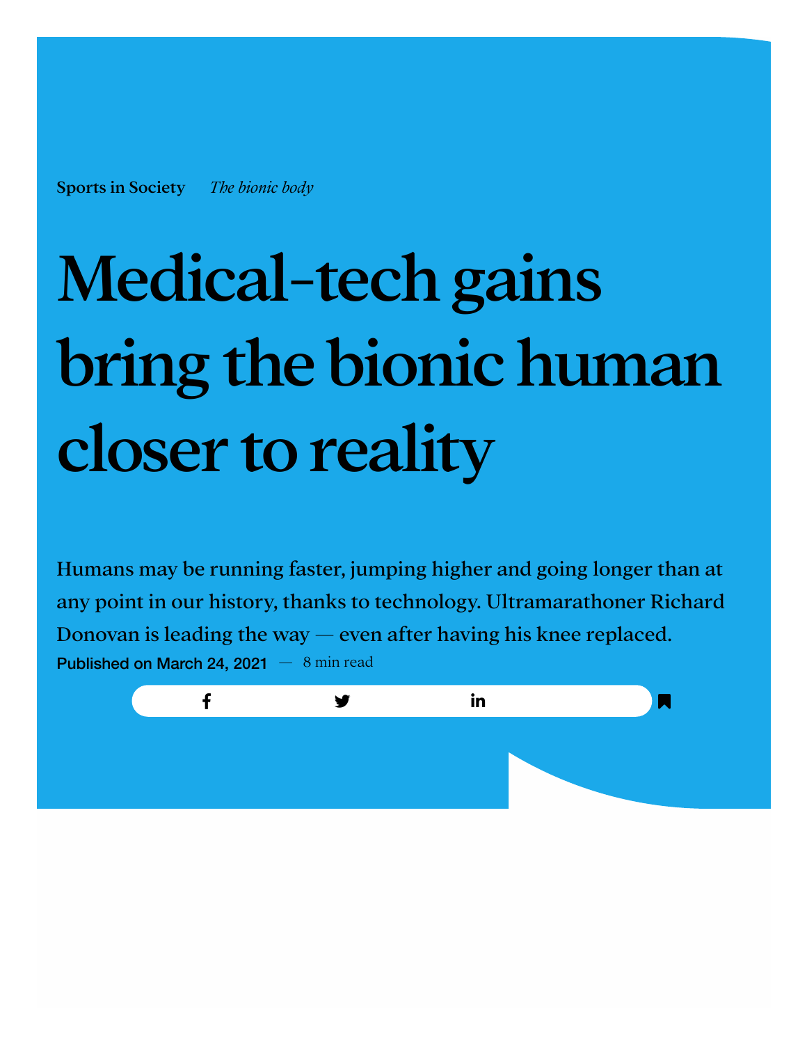**Sports in Society** *The bionic body*

# Medical-tech gains bring the bionic human closer to reality

Humans may be running faster, jumping higher and going longer than at any point in our history, thanks to technology. Ultramarathoner Richard Donovan is leading the way — even after having his knee replaced.

**Published on March 24, 2021** — 8 min read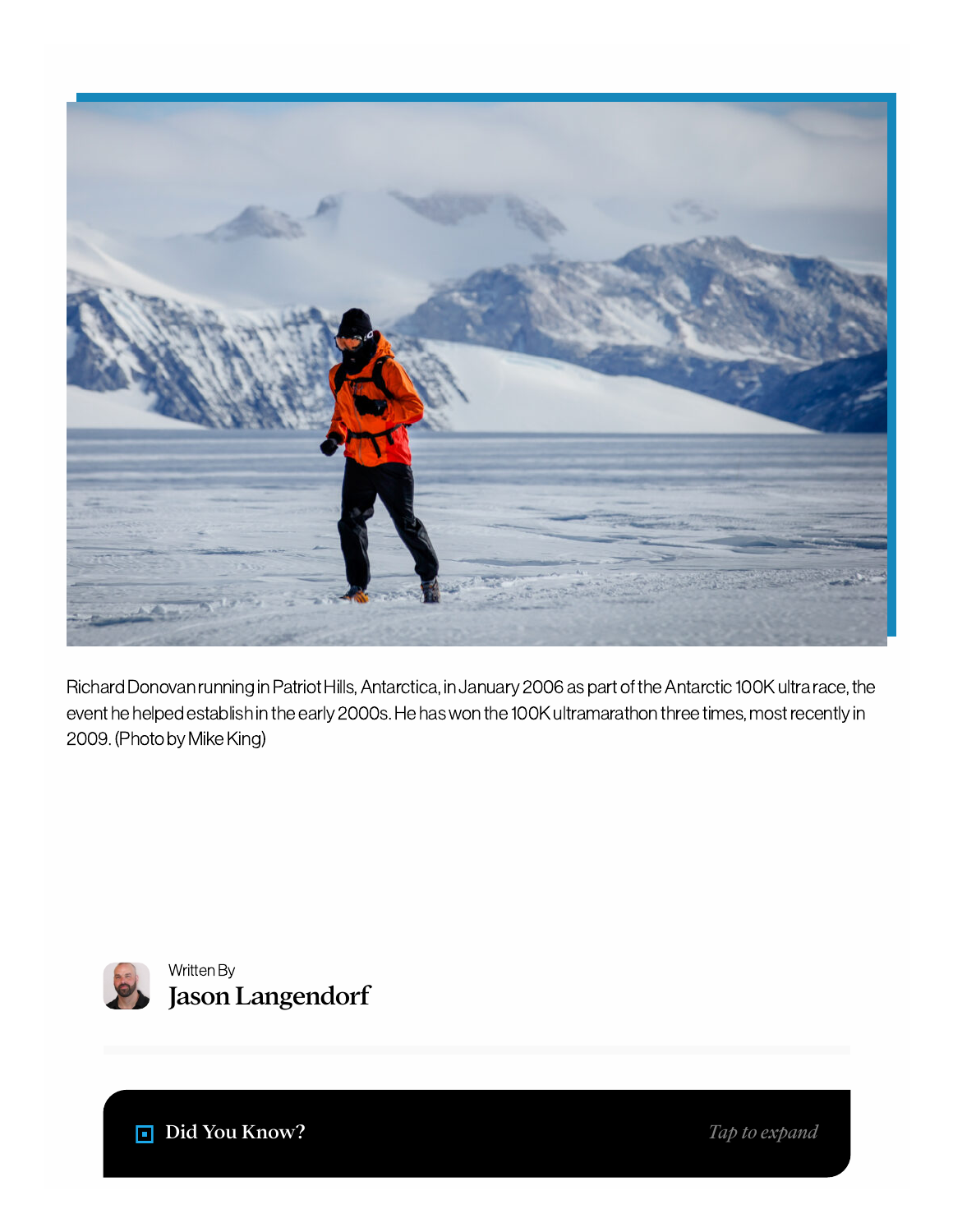Richard Donovan running in Patriot Hills, Antarctica, in January 2006 as part of the Antarctic 100K ultra race, the event he helped establish in the early 2000s. He has won the 100K ultramarathon three times, most recently in 2009. (Photo by Mike King)

Written By

**Jason Langendorf**

**Did You Know?**

*Tap to expand*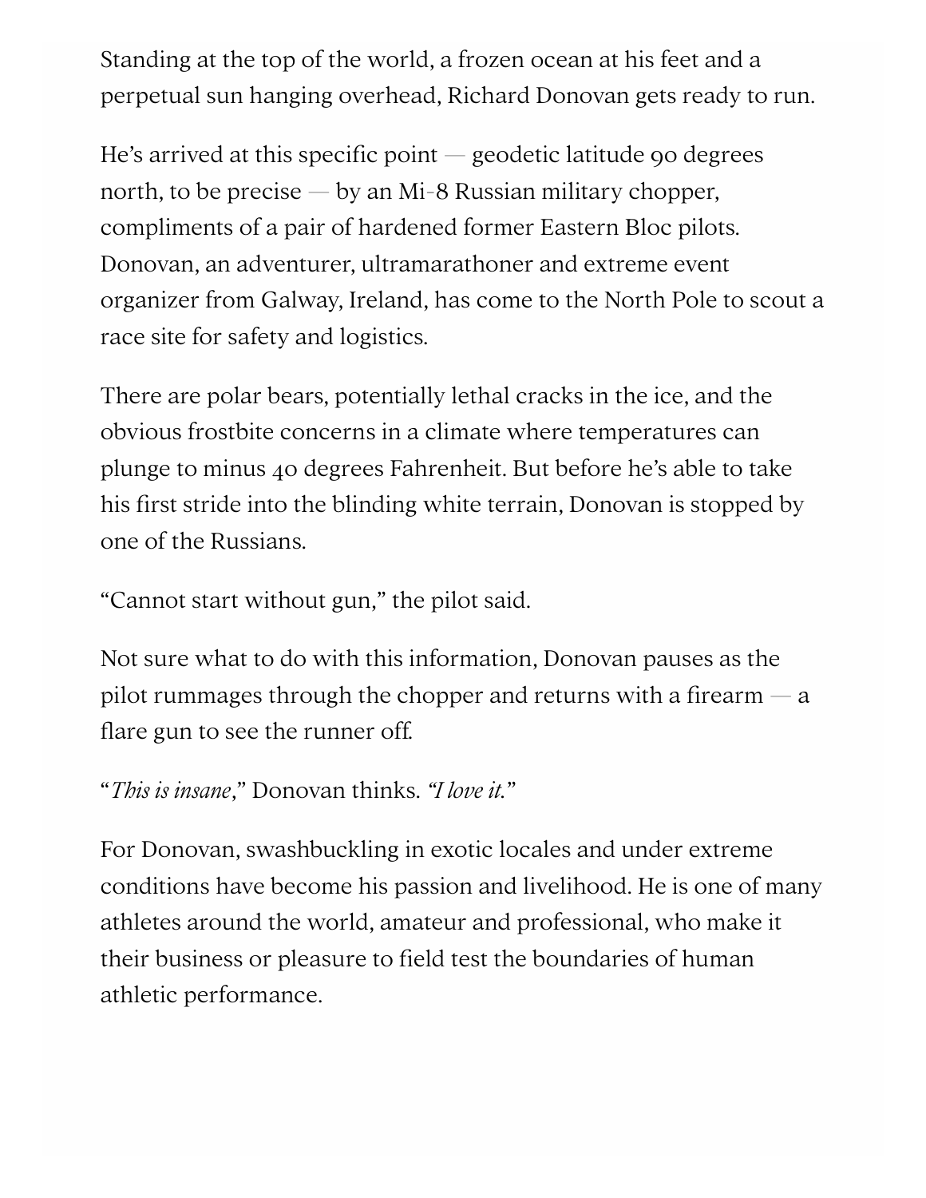Standing at the top of the world, a frozen ocean at his feet and a perpetual sun hanging overhead, Richard Donovan gets ready to run.

He's arrived at this specific point — geodetic latitude 90 degrees north, to be precise — by an Mi-8 Russian military chopper, compliments of a pair of hardened former Eastern Bloc pilots. Donovan, an adventurer, ultramarathoner and extreme event organizer from Galway, Ireland, has come to the North Pole to scout a race site for safety and logistics.

There are polar bears, potentially lethal cracks in the ice, and the obvious frostbite concerns in a climate where temperatures can plunge to minus 40 degrees Fahrenheit. But before he's able to take his first stride into the blinding white terrain, Donovan is stopped by one of the Russians.

"Cannot start without gun," the pilot said.

Not sure what to do with this information, Donovan pauses as the pilot rummages through the chopper and returns with a firearm — a flare gun to see the runner off.

"*This is insane*," Donovan thinks. *"I love it."*

For Donovan, swashbuckling in exotic locales and under extreme conditions have become his passion and livelihood. He is one of many athletes around the world, amateur and professional, who make it their business or pleasure to field test the boundaries of human athletic performance.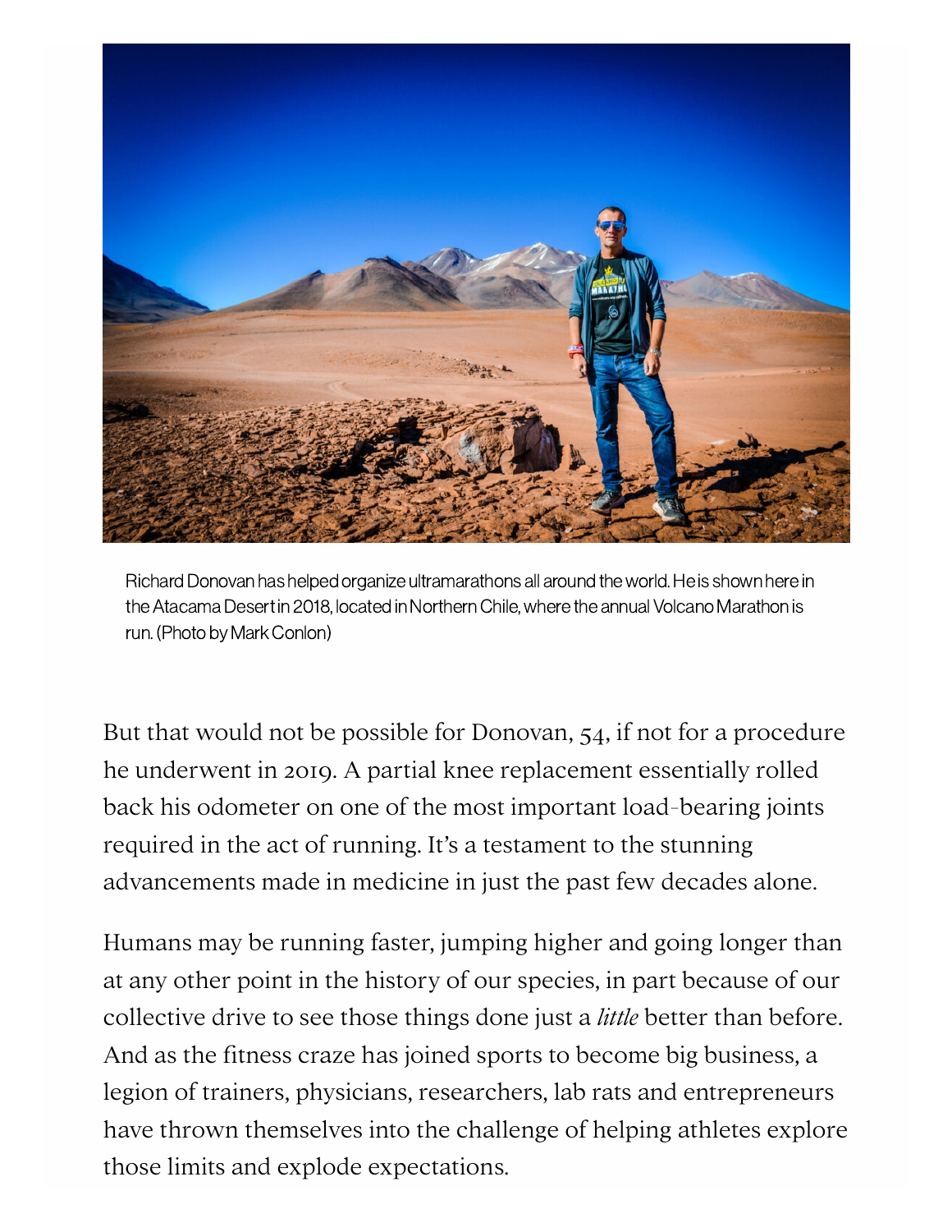Richard Donovan has helped organize ultramarathons all around the world. He is shown here in the Atacama Desert in 2018, located in Northern Chile, where the annual Volcano Marathon is run. (Photo by Mark Conlon)

But that would not be possible for Donovan, 54, if not for a procedure he underwent in 2019. A partial knee replacement essentially rolled back his odometer on one of the most important load-bearing joints required in the act of running. It's a testament to the stunning advancements made in medicine in just the past few decades alone.

Humans may be running faster, jumping higher and going longer than at any other point in the history of our species, in part because of our collective drive to see those things done just a *little* better than before. And as the fitness craze has joined sports to become big business, a legion of trainers, physicians, researchers, lab rats and entrepreneurs have thrown themselves into the challenge of helping athletes explore those limits and explode expectations.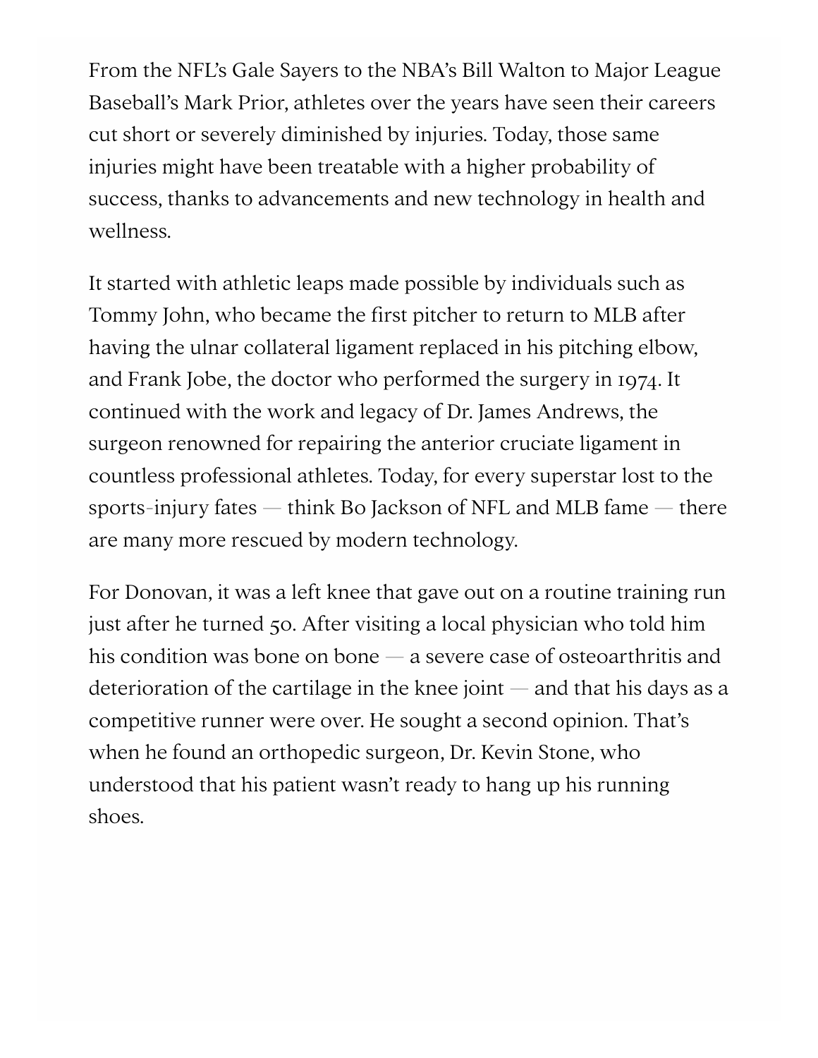From the NFL's Gale Sayers to the NBA's Bill Walton to Major League Baseball's Mark Prior, athletes over the years have seen their careers cut short or severely diminished by injuries. Today, those same injuries might have been treatable with a higher probability of success, thanks to advancements and new technology in health and wellness.

It started with athletic leaps made possible by individuals such as Tommy John, who became the first pitcher to return to MLB after having the ulnar collateral ligament replaced in his pitching elbow, and Frank Jobe, the doctor who performed the surgery in 1974. It continued with the work and legacy of Dr. James Andrews, the surgeon renowned for repairing the anterior cruciate ligament in countless professional athletes. Today, for every superstar lost to the sports-injury fates — think Bo Jackson of NFL and MLB fame — there are many more rescued by modern technology.

For Donovan, it was a left knee that gave out on a routine training run just after he turned 50. After visiting a local physician who told him his condition was bone on bone — a severe case of osteoarthritis and deterioration of the cartilage in the knee joint — and that his days as a competitive runner were over. He sought a second opinion. That's when he found an orthopedic surgeon, Dr. Kevin Stone, who understood that his patient wasn't ready to hang up his running shoes.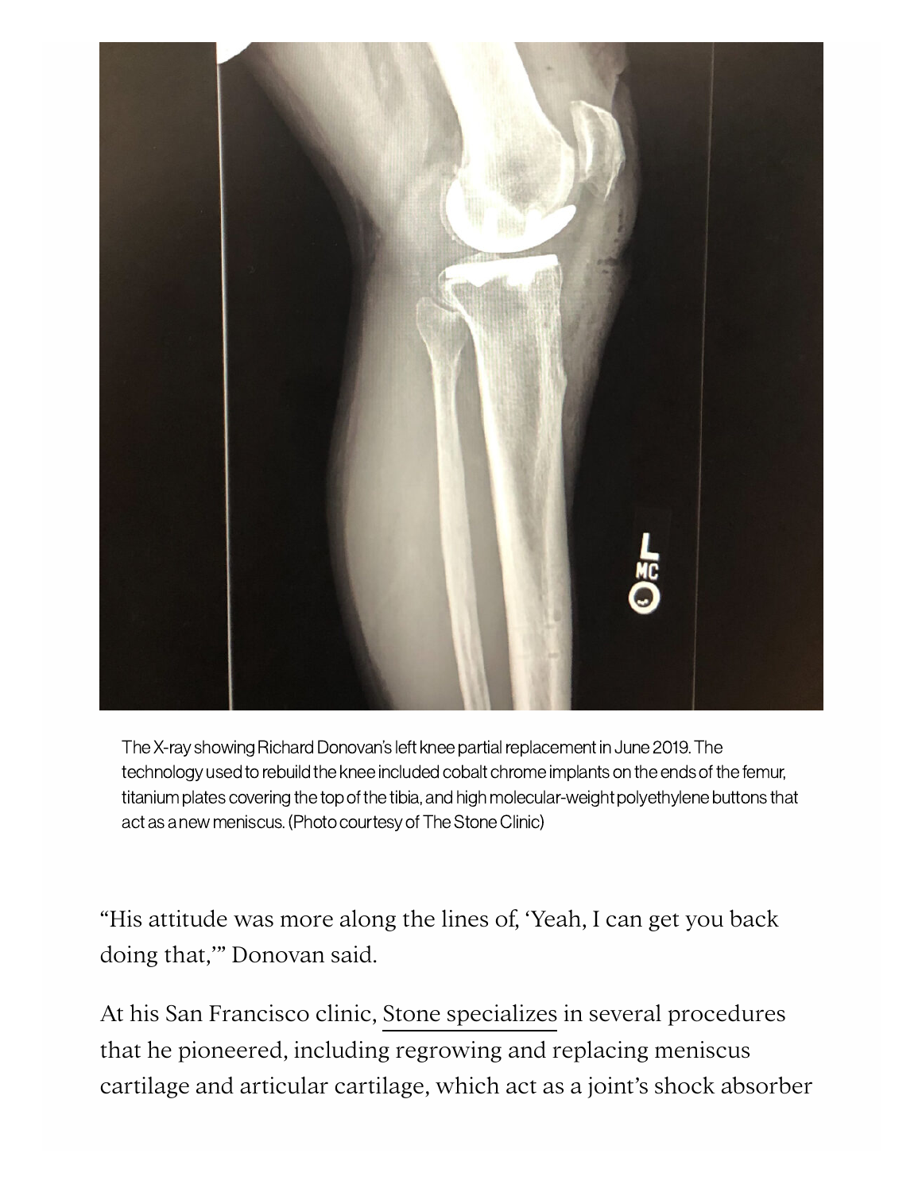The X-ray showing Richard Donovan's left knee partial replacement in June 2019. The technology used to rebuild the knee included cobalt chrome implants on the ends of the femur, titanium plates covering the top of the tibia, and high molecular-weight polyethylene buttons that act as a new meniscus. (Photo courtesy of The Stone Clinic)

"His attitude was more along the lines of, 'Yeah, I can get you back doing that,'" Donovan said.

At his San Francisco clinic, Stone specializes in several procedures that he pioneered, including regrowing and replacing meniscus cartilage and articular cartilage, which act as a joint's shock absorber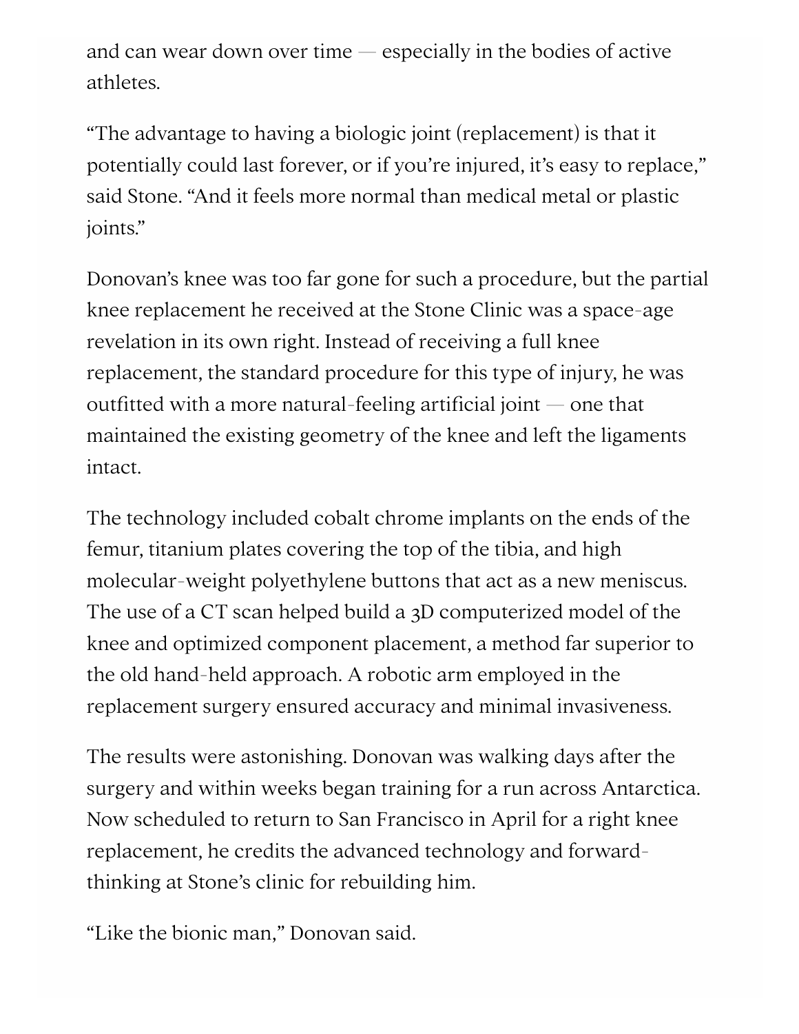and can wear down over time — especially in the bodies of active athletes.

"The advantage to having a biologic joint (replacement) is that it potentially could last forever, or if you're injured, it's easy to replace," said Stone. "And it feels more normal than medical metal or plastic joints."

Donovan's knee was too far gone for such a procedure, but the partial knee replacement he received at the Stone Clinic was a space-age revelation in its own right. Instead of receiving a full knee replacement, the standard procedure for this type of injury, he was outfitted with a more natural-feeling artificial joint — one that maintained the existing geometry of the knee and left the ligaments intact.

The technology included cobalt chrome implants on the ends of the femur, titanium plates covering the top of the tibia, and high molecular-weight polyethylene buttons that act as a new meniscus. The use of a CT scan helped build a 3D computerized model of the knee and optimized component placement, a method far superior to the old hand-held approach. A robotic arm employed in the replacement surgery ensured accuracy and minimal invasiveness.

The results were astonishing. Donovan was walking days after the surgery and within weeks began training for a run across Antarctica. Now scheduled to return to San Francisco in April for a right knee replacement, he credits the advanced technology and forward-thinking at Stone's clinic for rebuilding him.

"Like the bionic man," Donovan said.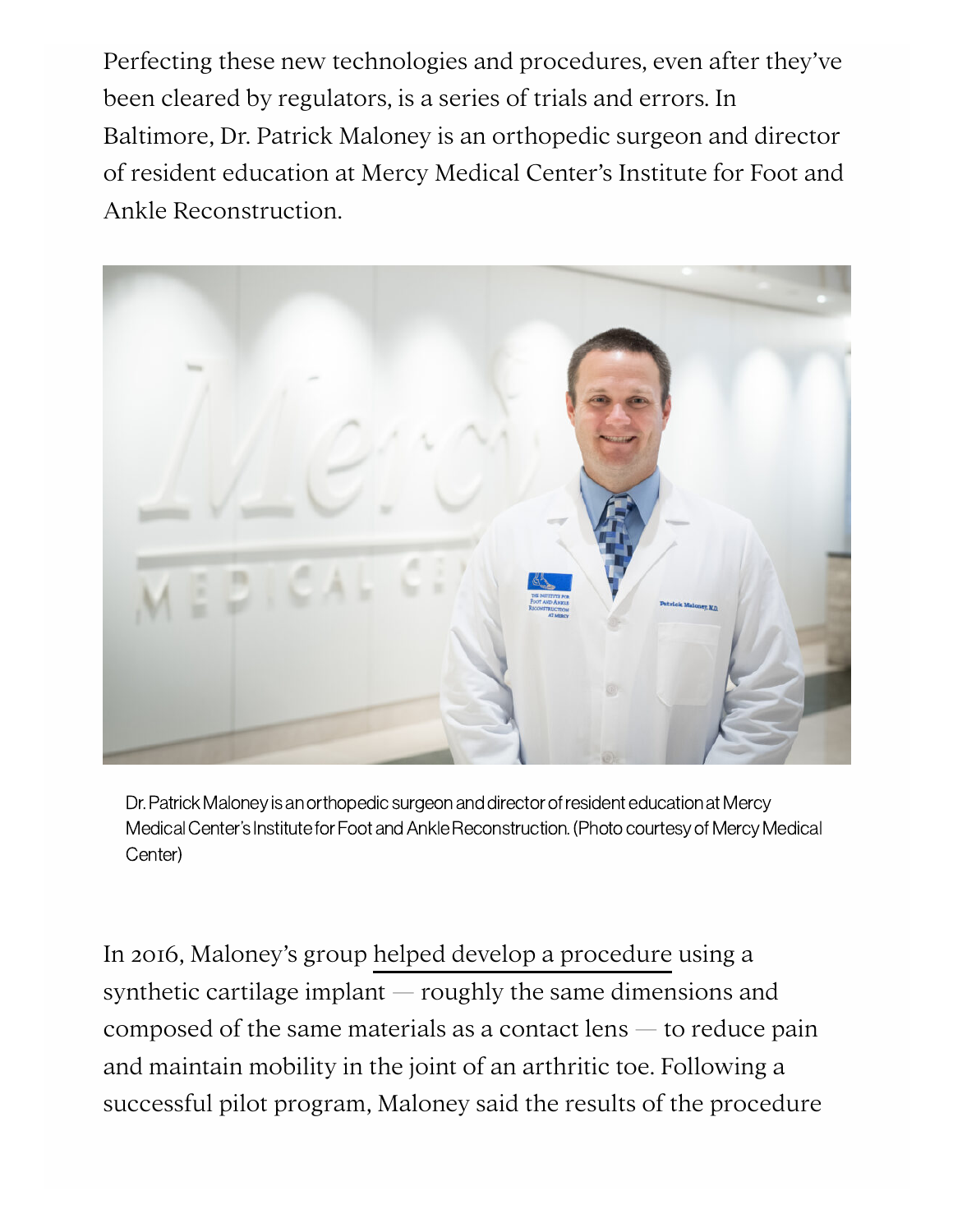Perfecting these new technologies and procedures, even after they've been cleared by regulators, is a series of trials and errors. In Baltimore, Dr. Patrick Maloney is an orthopedic surgeon and director of resident education at Mercy Medical Center's Institute for Foot and Ankle Reconstruction.

Dr. Patrick Maloney is an orthopedic surgeon and director of resident education at Mercy Medical Center's Institute for Foot and Ankle Reconstruction. (Photo courtesy of Mercy Medical Center)

In 2016, Maloney's group helped develop a procedure using a synthetic cartilage implant — roughly the same dimensions and composed of the same materials as a contact lens — to reduce pain and maintain mobility in the joint of an arthritic toe. Following a successful pilot program, Maloney said the results of the procedure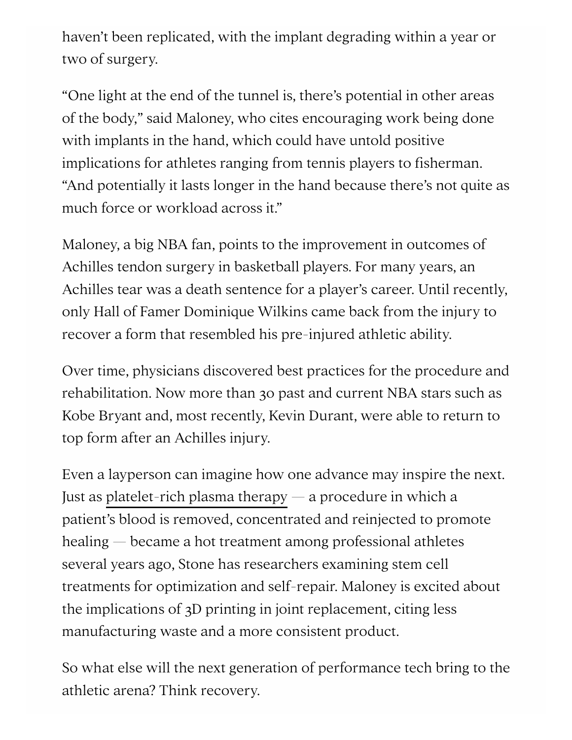haven't been replicated, with the implant degrading within a year or two of surgery.

"One light at the end of the tunnel is, there's potential in other areas of the body," said Maloney, who cites encouraging work being done with implants in the hand, which could have untold positive implications for athletes ranging from tennis players to fisherman. "And potentially it lasts longer in the hand because there's not quite as much force or workload across it."

Maloney, a big NBA fan, points to the improvement in outcomes of Achilles tendon surgery in basketball players. For many years, an Achilles tear was a death sentence for a player's career. Until recently, only Hall of Famer Dominique Wilkins came back from the injury to recover a form that resembled his pre-injured athletic ability.

Over time, physicians discovered best practices for the procedure and rehabilitation. Now more than 30 past and current NBA stars such as Kobe Bryant and, most recently, Kevin Durant, were able to return to top form after an Achilles injury.

Even a layperson can imagine how one advance may inspire the next. Just as platelet-rich plasma therapy — a procedure in which a patient's blood is removed, concentrated and reinjected to promote healing — became a hot treatment among professional athletes several years ago, Stone has researchers examining stem cell treatments for optimization and self-repair. Maloney is excited about the implications of 3D printing in joint replacement, citing less manufacturing waste and a more consistent product.

So what else will the next generation of performance tech bring to the athletic arena? Think recovery.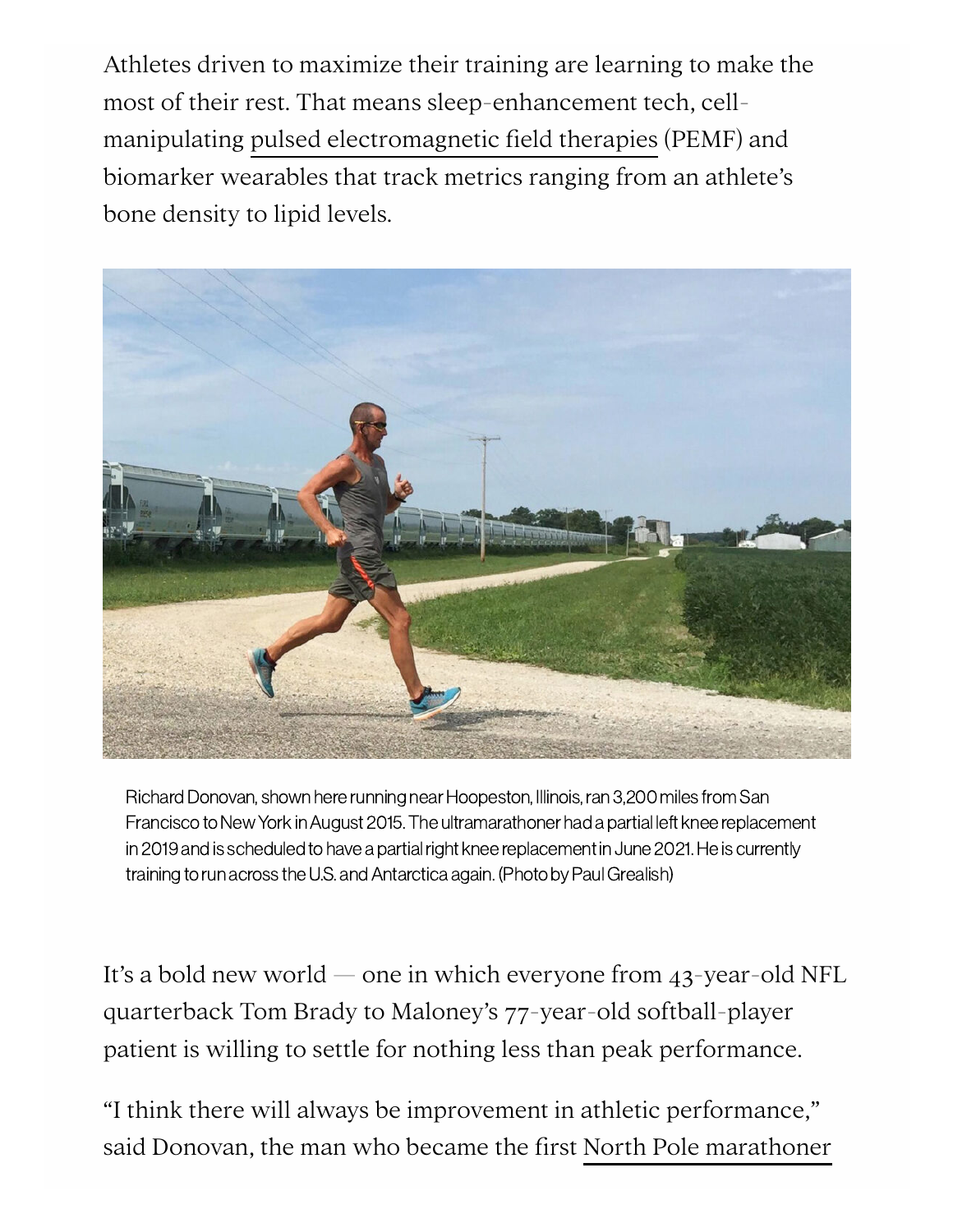Athletes driven to maximize their training are learning to make the most of their rest. That means sleep-enhancement tech, cell-manipulating pulsed electromagnetic field therapies (PEMF) and biomarker wearables that track metrics ranging from an athlete's bone density to lipid levels.

Richard Donovan, shown here running near Hoopeston, Illinois, ran 3,200 miles from San Francisco to New York in August 2015. The ultramarathoner had a partial left knee replacement in 2019 and is scheduled to have a partial right knee replacement in June 2021. He is currently training to run across the U.S. and Antarctica again. (Photo by Paul Grealish)

It's a bold new world — one in which everyone from 43-year-old NFL quarterback Tom Brady to Maloney's 77-year-old softball-player patient is willing to settle for nothing less than peak performance.

"I think there will always be improvement in athletic performance," said Donovan, the man who became the first North Pole marathoner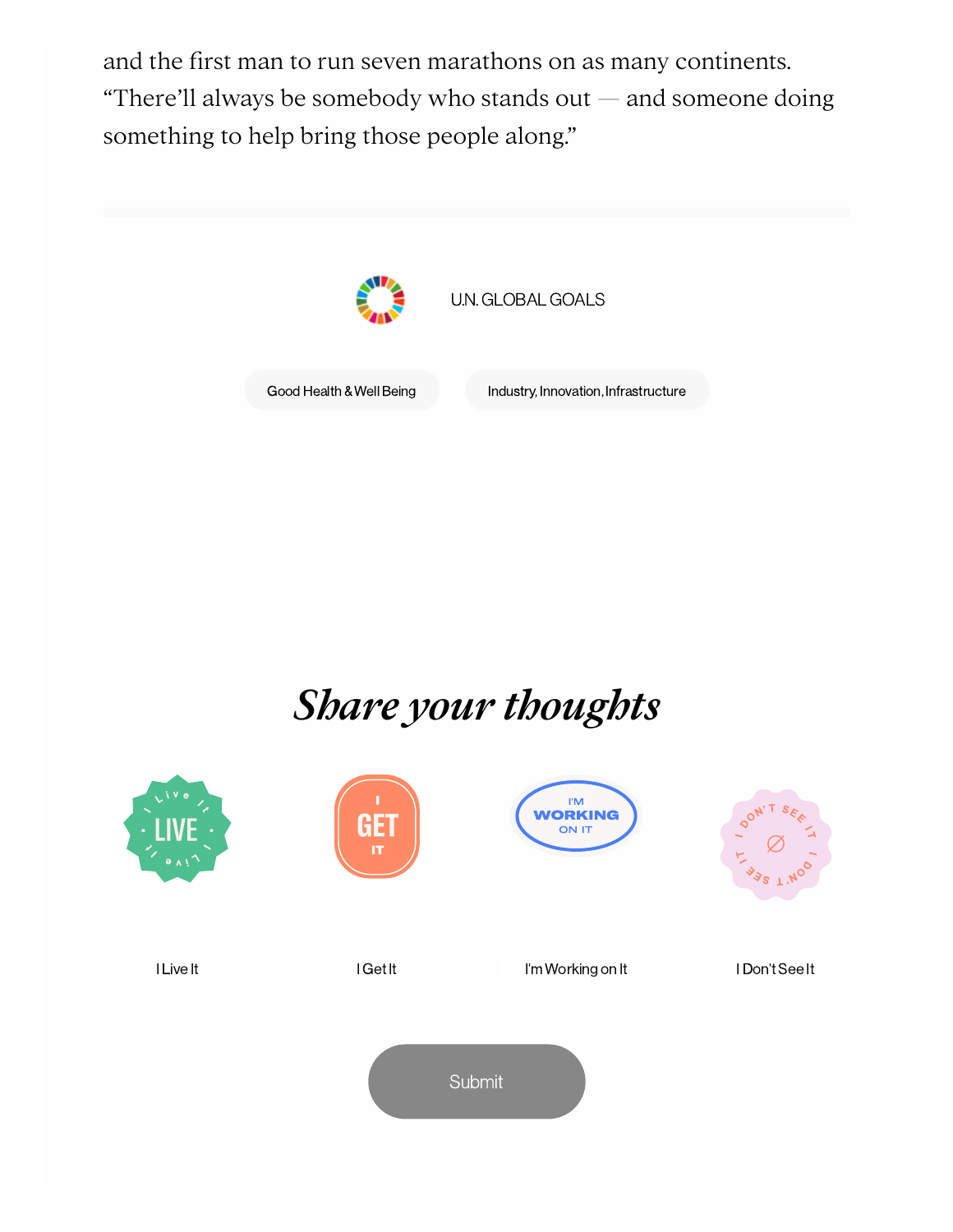and the first man to run seven marathons on as many continents. “There’ll always be somebody who stands out — and someone doing something to help bring those people along.”

U.N. GLOBAL GOALS

Good Health & Well Being

Industry, Innovation, Infrastructure

## *Share your thoughts*

I Live It

I Get It

I'm Working on It

I Don't See It

Submit